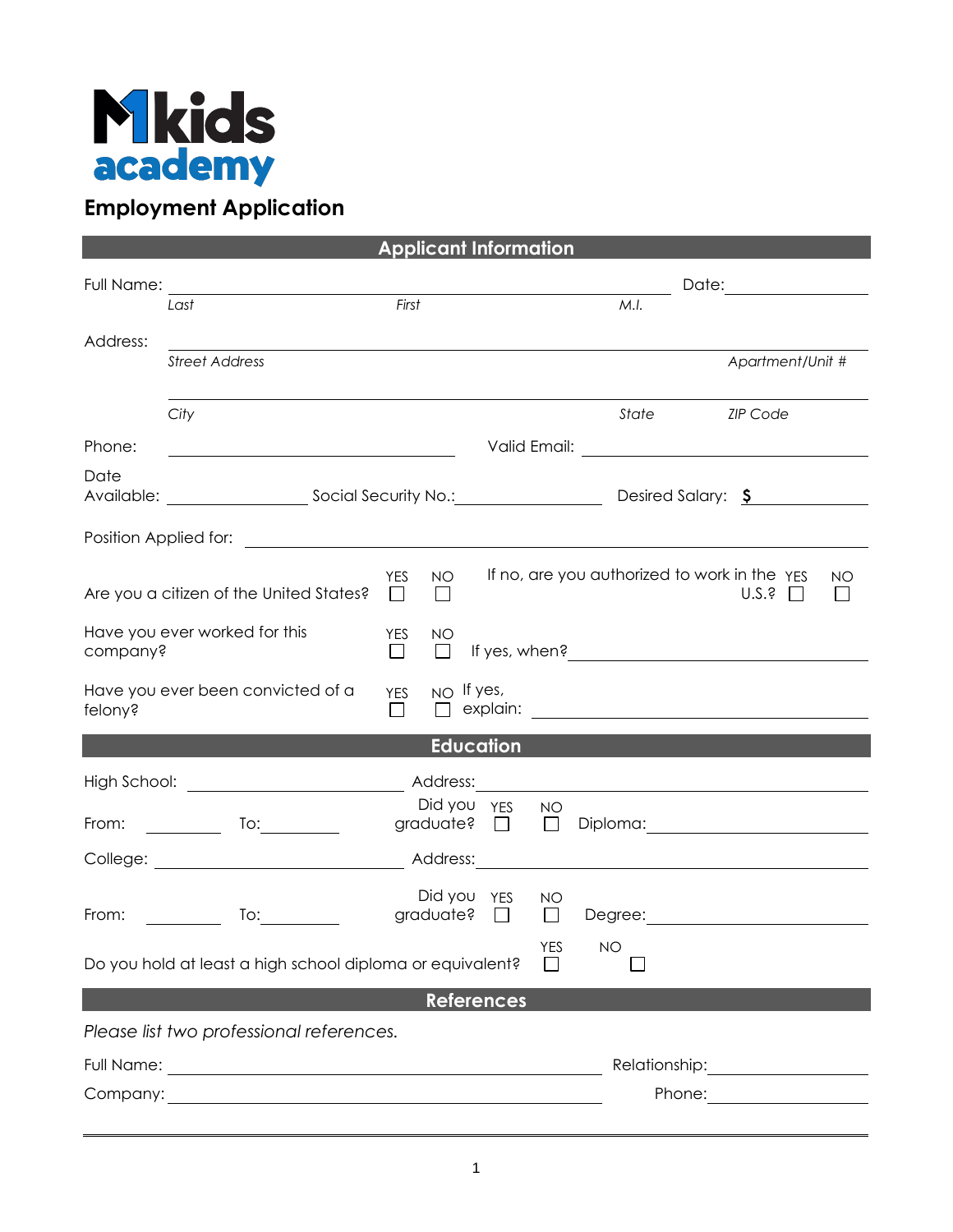# M1kids academy

## Employment Application

### Applicant Information

Full Name: ______________________________________________ Date: ______________

*Last* *First* *M.I.*

Address: ______________________________________________________________

*Street Address* *Apartment/Unit #*

______________________________________________________________

*City* *State* *ZIP Code*

Phone: ______________________ Valid Email: ______________________

Date Available: ______________ Social Security No.: ______________ Desired Salary: $ ______________

Position Applied for: ______________________________________________

Are you a citizen of the United States? YES ☐ NO ☐ If no, are you authorized to work in the U.S.? YES ☐ NO ☐

Have you ever worked for this company? YES ☐ NO ☐ If yes, when? ______________________

Have you ever been convicted of a felony? YES ☐ NO ☐ If yes, explain: ______________________

### Education

High School: ______________________ Address: ______________________

From: __________ To: __________ Did you graduate? YES ☐ NO ☐ Diploma: ______________________

College: ______________________ Address: ______________________

From: __________ To: __________ Did you graduate? YES ☐ NO ☐ Degree: ______________________

Do you hold at least a high school diploma or equivalent? YES ☐ NO ☐

### References

*Please list two professional references.*

Full Name: ______________________________________ Relationship: ______________

Company: ______________________________________ Phone: ______________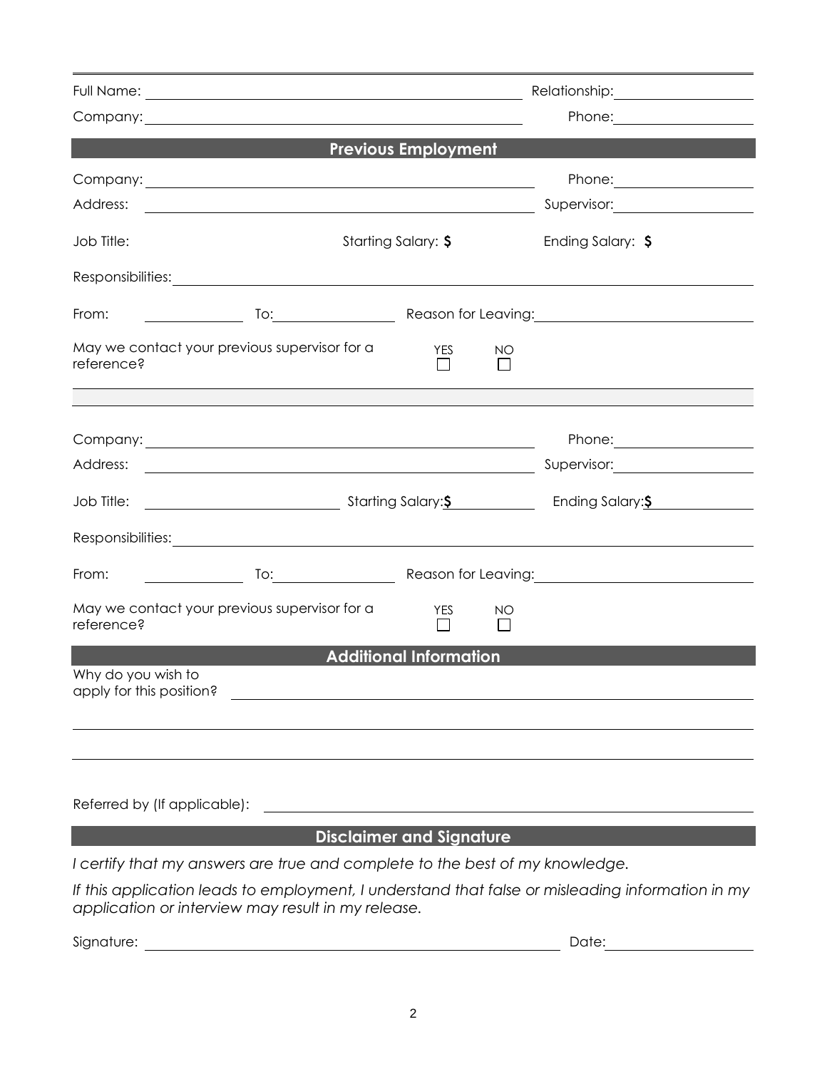Full Name: ______________________________ Relationship: ______________

Company: ______________________________ Phone: ______________

## Previous Employment

Company: ______________________________ Phone: ______________

Address: ______________________________ Supervisor: ______________

Job Title: Starting Salary: **$** Ending Salary: **$**

Responsibilities: ______________________________

From: ______________ To: ______________ Reason for Leaving: ______________

May we contact your previous supervisor for a reference? YES ☐ NO ☐

Company: ______________________________ Phone: ______________

Address: ______________________________ Supervisor: ______________

Job Title: ______________ Starting Salary: **$** ______________ Ending Salary: **$** ______________

Responsibilities: ______________________________

From: ______________ To: ______________ Reason for Leaving: ______________

May we contact your previous supervisor for a reference? YES ☐ NO ☐

## Additional Information

Why do you wish to apply for this position? ______________________________

______________________________

______________________________

Referred by (If applicable): ______________________________

## Disclaimer and Signature

*I certify that my answers are true and complete to the best of my knowledge.*

*If this application leads to employment, I understand that false or misleading information in my application or interview may result in my release.*

Signature: ______________________________ Date: ______________